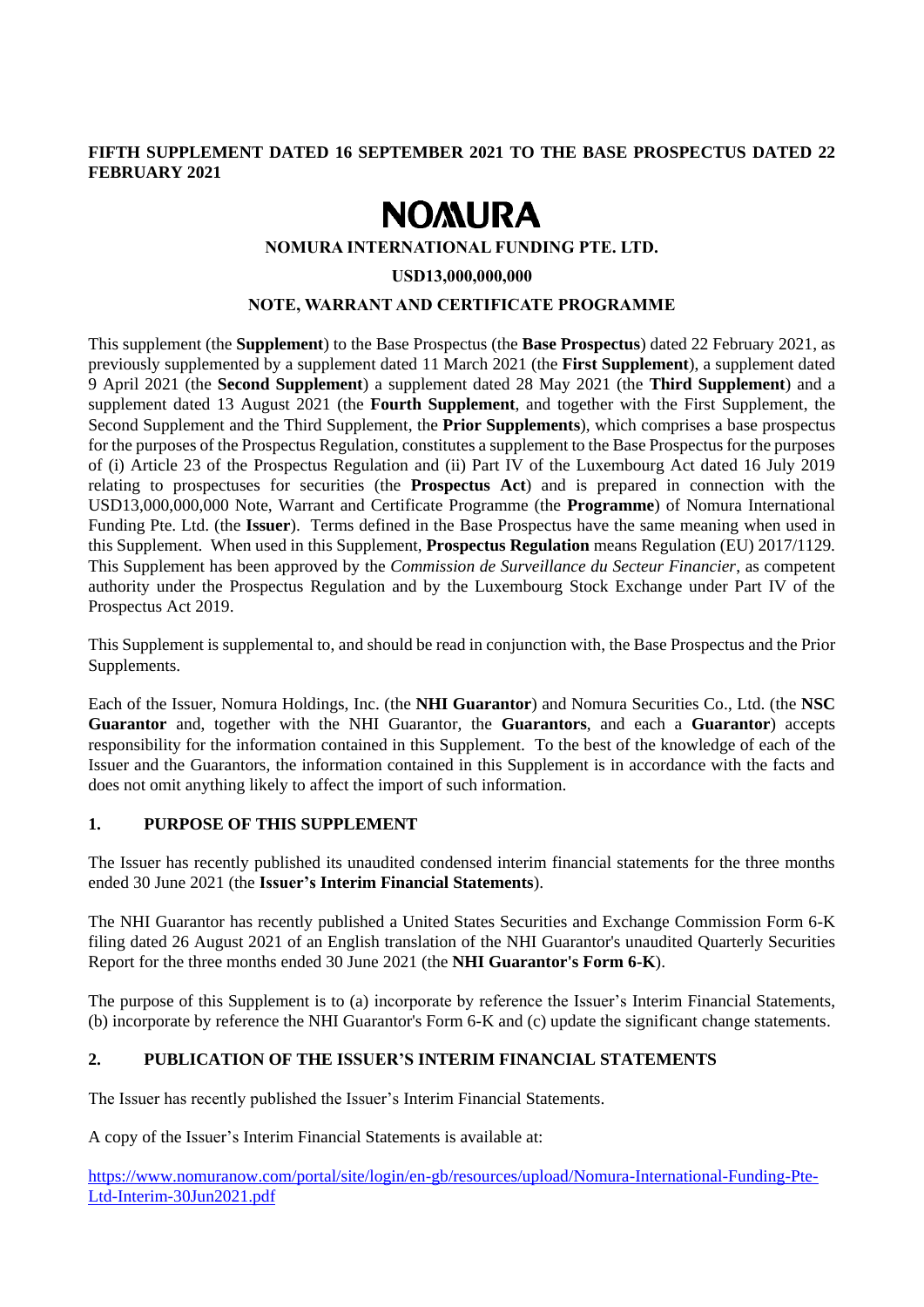**FIFTH SUPPLEMENT DATED 16 SEPTEMBER 2021 TO THE BASE PROSPECTUS DATED 22 FEBRUARY 2021**

# NOMURA

**NOMURA INTERNATIONAL FUNDING PTE. LTD.**

**USD13,000,000,000**

**NOTE, WARRANT AND CERTIFICATE PROGRAMME**

This supplement (the **Supplement**) to the Base Prospectus (the **Base Prospectus**) dated 22 February 2021, as previously supplemented by a supplement dated 11 March 2021 (the **First Supplement**), a supplement dated 9 April 2021 (the **Second Supplement**) a supplement dated 28 May 2021 (the **Third Supplement**) and a supplement dated 13 August 2021 (the **Fourth Supplement**, and together with the First Supplement, the Second Supplement and the Third Supplement, the **Prior Supplements**), which comprises a base prospectus for the purposes of the Prospectus Regulation, constitutes a supplement to the Base Prospectus for the purposes of (i) Article 23 of the Prospectus Regulation and (ii) Part IV of the Luxembourg Act dated 16 July 2019 relating to prospectuses for securities (the **Prospectus Act**) and is prepared in connection with the USD13,000,000,000 Note, Warrant and Certificate Programme (the **Programme**) of Nomura International Funding Pte. Ltd. (the **Issuer**). Terms defined in the Base Prospectus have the same meaning when used in this Supplement. When used in this Supplement, **Prospectus Regulation** means Regulation (EU) 2017/1129. This Supplement has been approved by the *Commission de Surveillance du Secteur Financier*, as competent authority under the Prospectus Regulation and by the Luxembourg Stock Exchange under Part IV of the Prospectus Act 2019.

This Supplement is supplemental to, and should be read in conjunction with, the Base Prospectus and the Prior Supplements.

Each of the Issuer, Nomura Holdings, Inc. (the **NHI Guarantor**) and Nomura Securities Co., Ltd. (the **NSC Guarantor** and, together with the NHI Guarantor, the **Guarantors**, and each a **Guarantor**) accepts responsibility for the information contained in this Supplement. To the best of the knowledge of each of the Issuer and the Guarantors, the information contained in this Supplement is in accordance with the facts and does not omit anything likely to affect the import of such information.

## 1. PURPOSE OF THIS SUPPLEMENT

The Issuer has recently published its unaudited condensed interim financial statements for the three months ended 30 June 2021 (the **Issuer's Interim Financial Statements**).

The NHI Guarantor has recently published a United States Securities and Exchange Commission Form 6-K filing dated 26 August 2021 of an English translation of the NHI Guarantor's unaudited Quarterly Securities Report for the three months ended 30 June 2021 (the **NHI Guarantor's Form 6-K**).

The purpose of this Supplement is to (a) incorporate by reference the Issuer's Interim Financial Statements, (b) incorporate by reference the NHI Guarantor's Form 6-K and (c) update the significant change statements.

## 2. PUBLICATION OF THE ISSUER'S INTERIM FINANCIAL STATEMENTS

The Issuer has recently published the Issuer's Interim Financial Statements.

A copy of the Issuer's Interim Financial Statements is available at:

https://www.nomuranow.com/portal/site/login/en-gb/resources/upload/Nomura-International-Funding-Pte-Ltd-Interim-30Jun2021.pdf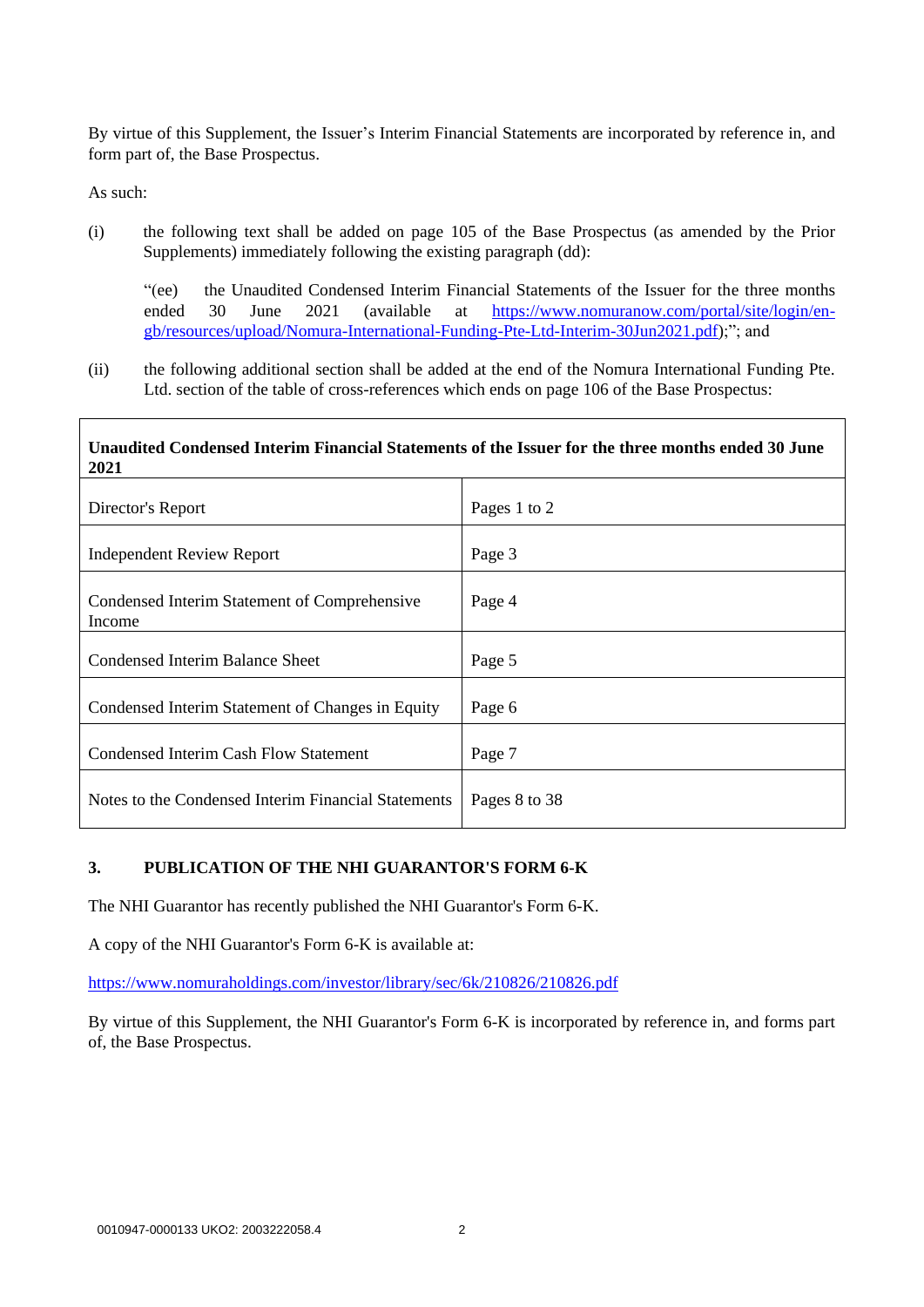By virtue of this Supplement, the Issuer's Interim Financial Statements are incorporated by reference in, and form part of, the Base Prospectus.

As such:

(i) the following text shall be added on page 105 of the Base Prospectus (as amended by the Prior Supplements) immediately following the existing paragraph (dd):

> "(ee) the Unaudited Condensed Interim Financial Statements of the Issuer for the three months ended 30 June 2021 (available at https://www.nomuranow.com/portal/site/login/en-gb/resources/upload/Nomura-International-Funding-Pte-Ltd-Interim-30Jun2021.pdf);"; and

(ii) the following additional section shall be added at the end of the Nomura International Funding Pte. Ltd. section of the table of cross-references which ends on page 106 of the Base Prospectus:

| **Unaudited Condensed Interim Financial Statements of the Issuer for the three months ended 30 June 2021** | |
|---|---|
| Director's Report | Pages 1 to 2 |
| Independent Review Report | Page 3 |
| Condensed Interim Statement of Comprehensive Income | Page 4 |
| Condensed Interim Balance Sheet | Page 5 |
| Condensed Interim Statement of Changes in Equity | Page 6 |
| Condensed Interim Cash Flow Statement | Page 7 |
| Notes to the Condensed Interim Financial Statements | Pages 8 to 38 |

## 3. PUBLICATION OF THE NHI GUARANTOR'S FORM 6-K

The NHI Guarantor has recently published the NHI Guarantor's Form 6-K.

A copy of the NHI Guarantor's Form 6-K is available at:

https://www.nomuraholdings.com/investor/library/sec/6k/210826/210826.pdf

By virtue of this Supplement, the NHI Guarantor's Form 6-K is incorporated by reference in, and forms part of, the Base Prospectus.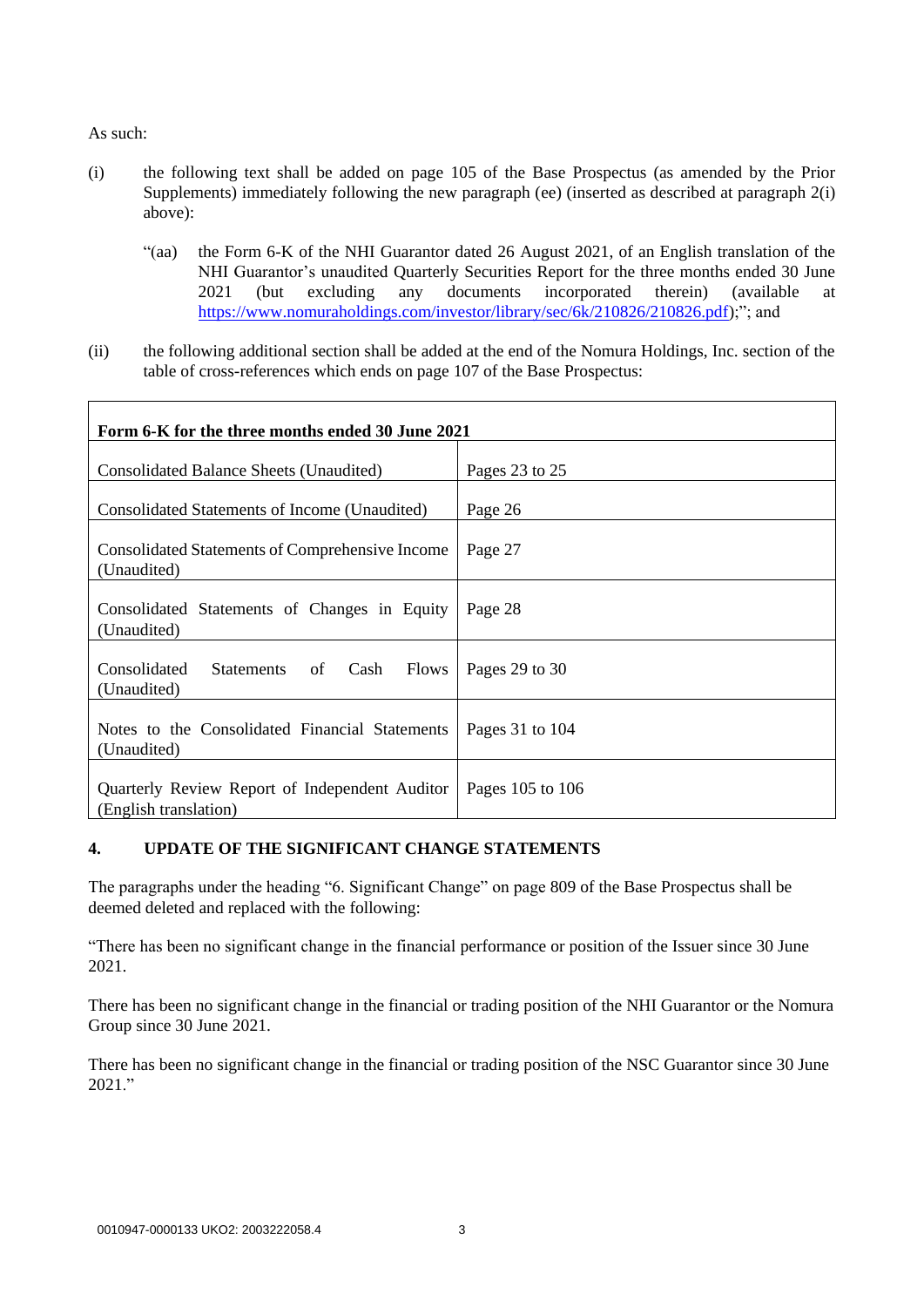As such:

(i) the following text shall be added on page 105 of the Base Prospectus (as amended by the Prior Supplements) immediately following the new paragraph (ee) (inserted as described at paragraph 2(i) above):

> "(aa) the Form 6-K of the NHI Guarantor dated 26 August 2021, of an English translation of the NHI Guarantor's unaudited Quarterly Securities Report for the three months ended 30 June 2021 (but excluding any documents incorporated therein) (available at https://www.nomuraholdings.com/investor/library/sec/6k/210826/210826.pdf);"; and

(ii) the following additional section shall be added at the end of the Nomura Holdings, Inc. section of the table of cross-references which ends on page 107 of the Base Prospectus:

| **Form 6-K for the three months ended 30 June 2021** | |
|---|---|
| Consolidated Balance Sheets (Unaudited) | Pages 23 to 25 |
| Consolidated Statements of Income (Unaudited) | Page 26 |
| Consolidated Statements of Comprehensive Income (Unaudited) | Page 27 |
| Consolidated Statements of Changes in Equity (Unaudited) | Page 28 |
| Consolidated Statements of Cash Flows (Unaudited) | Pages 29 to 30 |
| Notes to the Consolidated Financial Statements (Unaudited) | Pages 31 to 104 |
| Quarterly Review Report of Independent Auditor (English translation) | Pages 105 to 106 |

## 4. UPDATE OF THE SIGNIFICANT CHANGE STATEMENTS

The paragraphs under the heading "6. Significant Change" on page 809 of the Base Prospectus shall be deemed deleted and replaced with the following:

"There has been no significant change in the financial performance or position of the Issuer since 30 June 2021.

There has been no significant change in the financial or trading position of the NHI Guarantor or the Nomura Group since 30 June 2021.

There has been no significant change in the financial or trading position of the NSC Guarantor since 30 June 2021."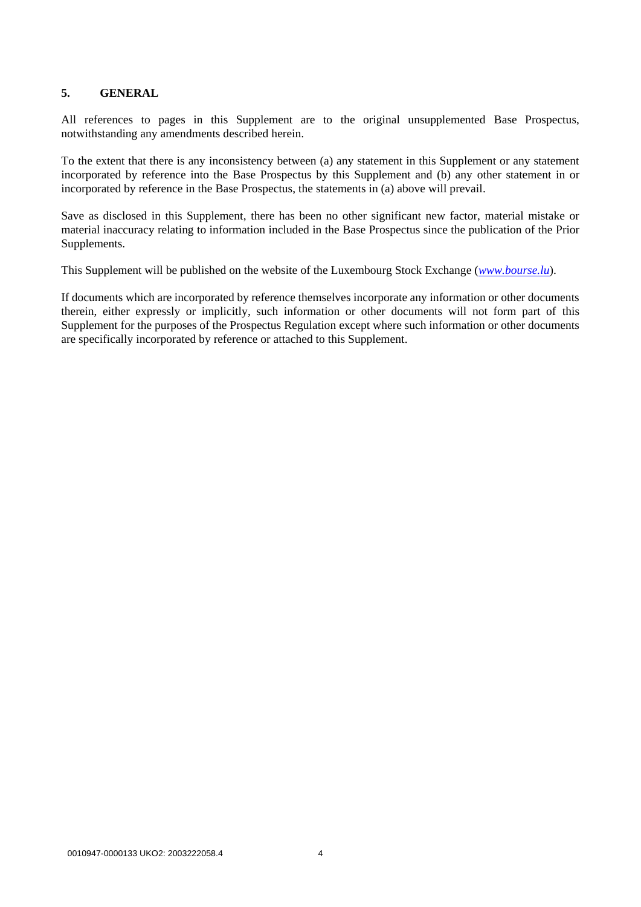## 5. GENERAL

All references to pages in this Supplement are to the original unsupplemented Base Prospectus, notwithstanding any amendments described herein.

To the extent that there is any inconsistency between (a) any statement in this Supplement or any statement incorporated by reference into the Base Prospectus by this Supplement and (b) any other statement in or incorporated by reference in the Base Prospectus, the statements in (a) above will prevail.

Save as disclosed in this Supplement, there has been no other significant new factor, material mistake or material inaccuracy relating to information included in the Base Prospectus since the publication of the Prior Supplements.

This Supplement will be published on the website of the Luxembourg Stock Exchange (*www.bourse.lu*).

If documents which are incorporated by reference themselves incorporate any information or other documents therein, either expressly or implicitly, such information or other documents will not form part of this Supplement for the purposes of the Prospectus Regulation except where such information or other documents are specifically incorporated by reference or attached to this Supplement.